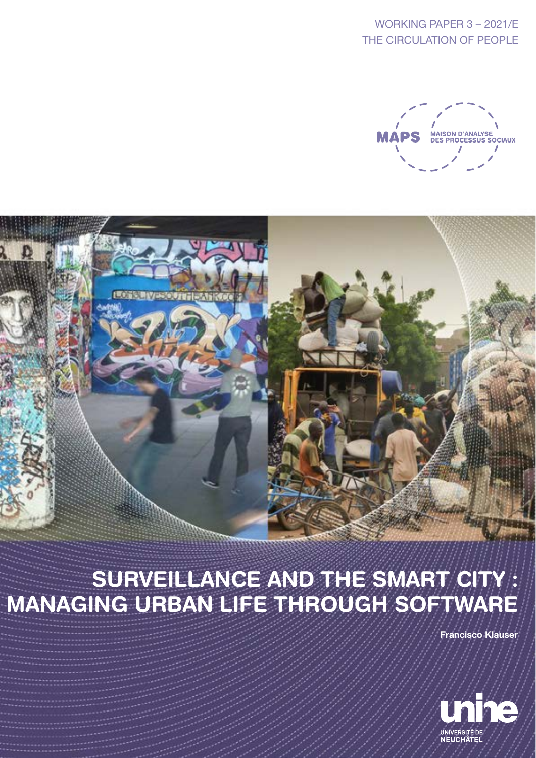WORKING PAPER 3 – 2021/E
THE CIRCULATION OF PEOPLE

MAPS MAISON D'ANALYSE DES PROCESSUS SOCIAUX

# SURVEILLANCE AND THE SMART CITY : MANAGING URBAN LIFE THROUGH SOFTWARE

**Francisco Klauser**

unine UNIVERSITÉ DE NEUCHÂTEL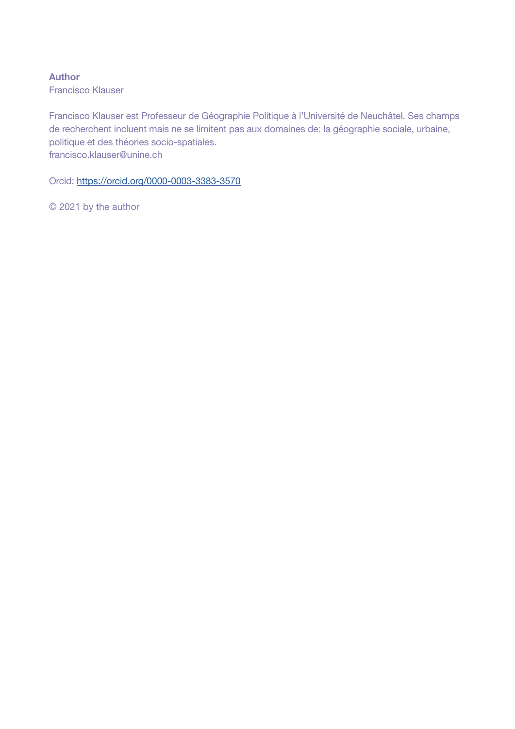**Author**
Francisco Klauser

Francisco Klauser est Professeur de Géographie Politique à l'Université de Neuchâtel. Ses champs de recherchent incluent mais ne se limitent pas aux domaines de: la géographie sociale, urbaine, politique et des théories socio-spatiales.
francisco.klauser@unine.ch

Orcid: [https://orcid.org/0000-0003-3383-3570](https://orcid.org/0000-0003-3383-3570)

© 2021 by the author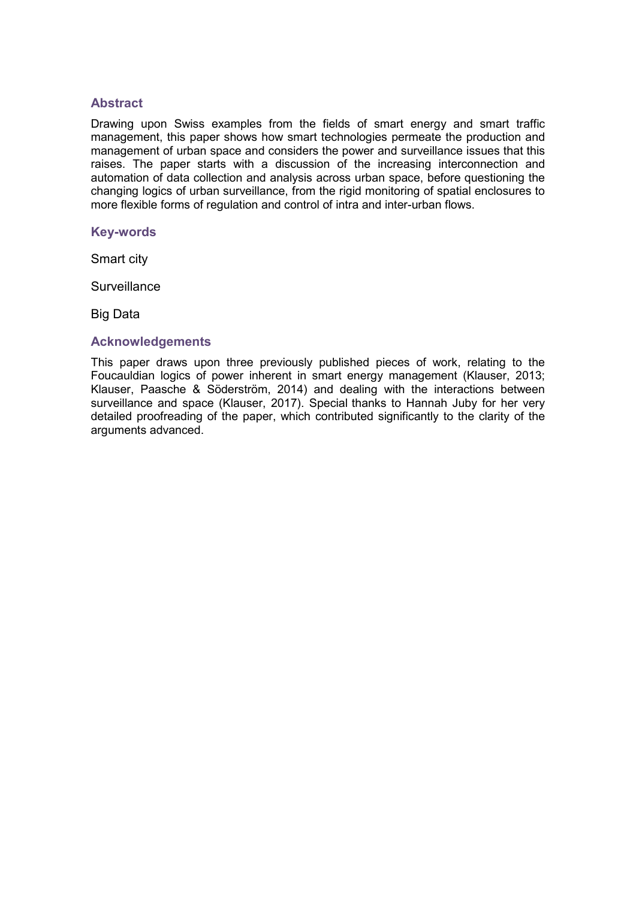## Abstract

Drawing upon Swiss examples from the fields of smart energy and smart traffic management, this paper shows how smart technologies permeate the production and management of urban space and considers the power and surveillance issues that this raises. The paper starts with a discussion of the increasing interconnection and automation of data collection and analysis across urban space, before questioning the changing logics of urban surveillance, from the rigid monitoring of spatial enclosures to more flexible forms of regulation and control of intra and inter-urban flows.

## Key-words

Smart city

Surveillance

Big Data

## Acknowledgements

This paper draws upon three previously published pieces of work, relating to the Foucauldian logics of power inherent in smart energy management (Klauser, 2013; Klauser, Paasche & Söderström, 2014) and dealing with the interactions between surveillance and space (Klauser, 2017). Special thanks to Hannah Juby for her very detailed proofreading of the paper, which contributed significantly to the clarity of the arguments advanced.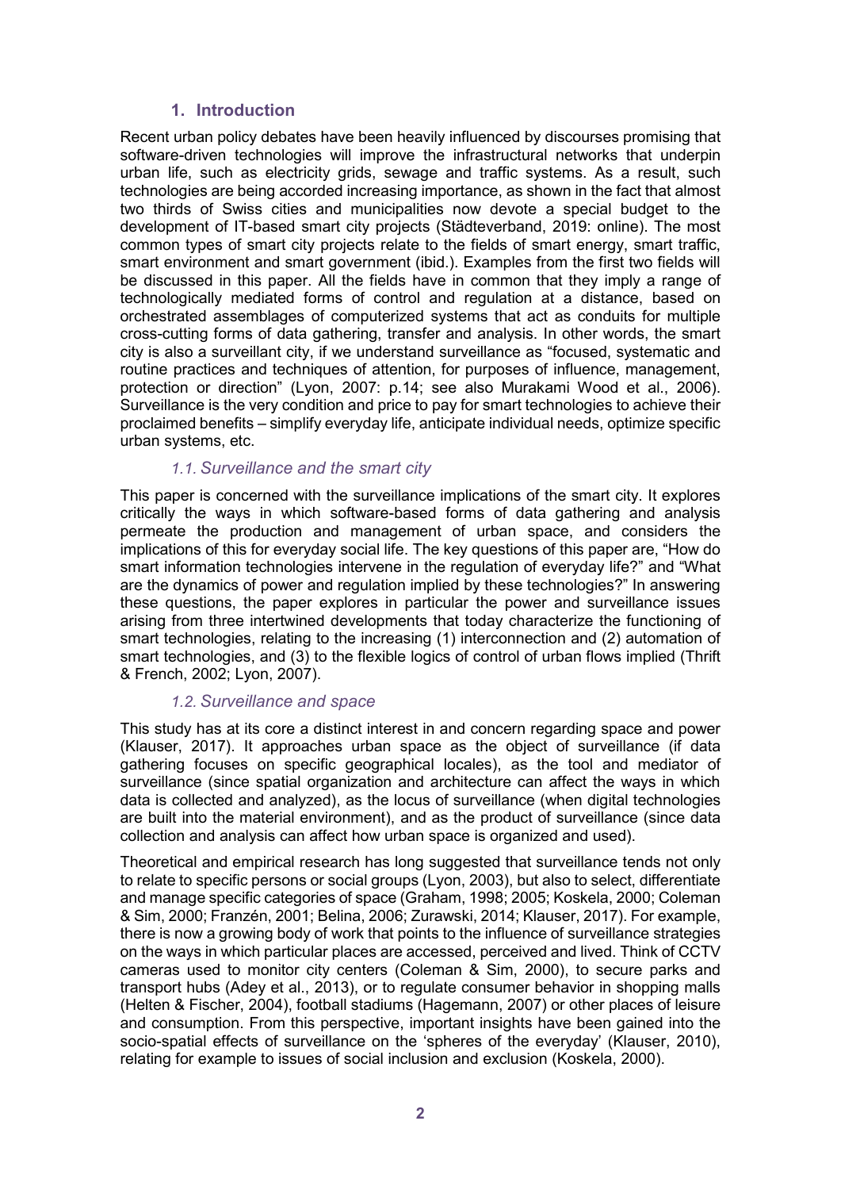## 1. Introduction

Recent urban policy debates have been heavily influenced by discourses promising that software-driven technologies will improve the infrastructural networks that underpin urban life, such as electricity grids, sewage and traffic systems. As a result, such technologies are being accorded increasing importance, as shown in the fact that almost two thirds of Swiss cities and municipalities now devote a special budget to the development of IT-based smart city projects (Städteverband, 2019: online). The most common types of smart city projects relate to the fields of smart energy, smart traffic, smart environment and smart government (ibid.). Examples from the first two fields will be discussed in this paper. All the fields have in common that they imply a range of technologically mediated forms of control and regulation at a distance, based on orchestrated assemblages of computerized systems that act as conduits for multiple cross-cutting forms of data gathering, transfer and analysis. In other words, the smart city is also a surveillant city, if we understand surveillance as "focused, systematic and routine practices and techniques of attention, for purposes of influence, management, protection or direction" (Lyon, 2007: p.14; see also Murakami Wood et al., 2006). Surveillance is the very condition and price to pay for smart technologies to achieve their proclaimed benefits – simplify everyday life, anticipate individual needs, optimize specific urban systems, etc.

### *1.1. Surveillance and the smart city*

This paper is concerned with the surveillance implications of the smart city. It explores critically the ways in which software-based forms of data gathering and analysis permeate the production and management of urban space, and considers the implications of this for everyday social life. The key questions of this paper are, "How do smart information technologies intervene in the regulation of everyday life?" and "What are the dynamics of power and regulation implied by these technologies?" In answering these questions, the paper explores in particular the power and surveillance issues arising from three intertwined developments that today characterize the functioning of smart technologies, relating to the increasing (1) interconnection and (2) automation of smart technologies, and (3) to the flexible logics of control of urban flows implied (Thrift & French, 2002; Lyon, 2007).

### *1.2. Surveillance and space*

This study has at its core a distinct interest in and concern regarding space and power (Klauser, 2017). It approaches urban space as the object of surveillance (if data gathering focuses on specific geographical locales), as the tool and mediator of surveillance (since spatial organization and architecture can affect the ways in which data is collected and analyzed), as the locus of surveillance (when digital technologies are built into the material environment), and as the product of surveillance (since data collection and analysis can affect how urban space is organized and used).

Theoretical and empirical research has long suggested that surveillance tends not only to relate to specific persons or social groups (Lyon, 2003), but also to select, differentiate and manage specific categories of space (Graham, 1998; 2005; Koskela, 2000; Coleman & Sim, 2000; Franzén, 2001; Belina, 2006; Zurawski, 2014; Klauser, 2017). For example, there is now a growing body of work that points to the influence of surveillance strategies on the ways in which particular places are accessed, perceived and lived. Think of CCTV cameras used to monitor city centers (Coleman & Sim, 2000), to secure parks and transport hubs (Adey et al., 2013), or to regulate consumer behavior in shopping malls (Helten & Fischer, 2004), football stadiums (Hagemann, 2007) or other places of leisure and consumption. From this perspective, important insights have been gained into the socio-spatial effects of surveillance on the 'spheres of the everyday' (Klauser, 2010), relating for example to issues of social inclusion and exclusion (Koskela, 2000).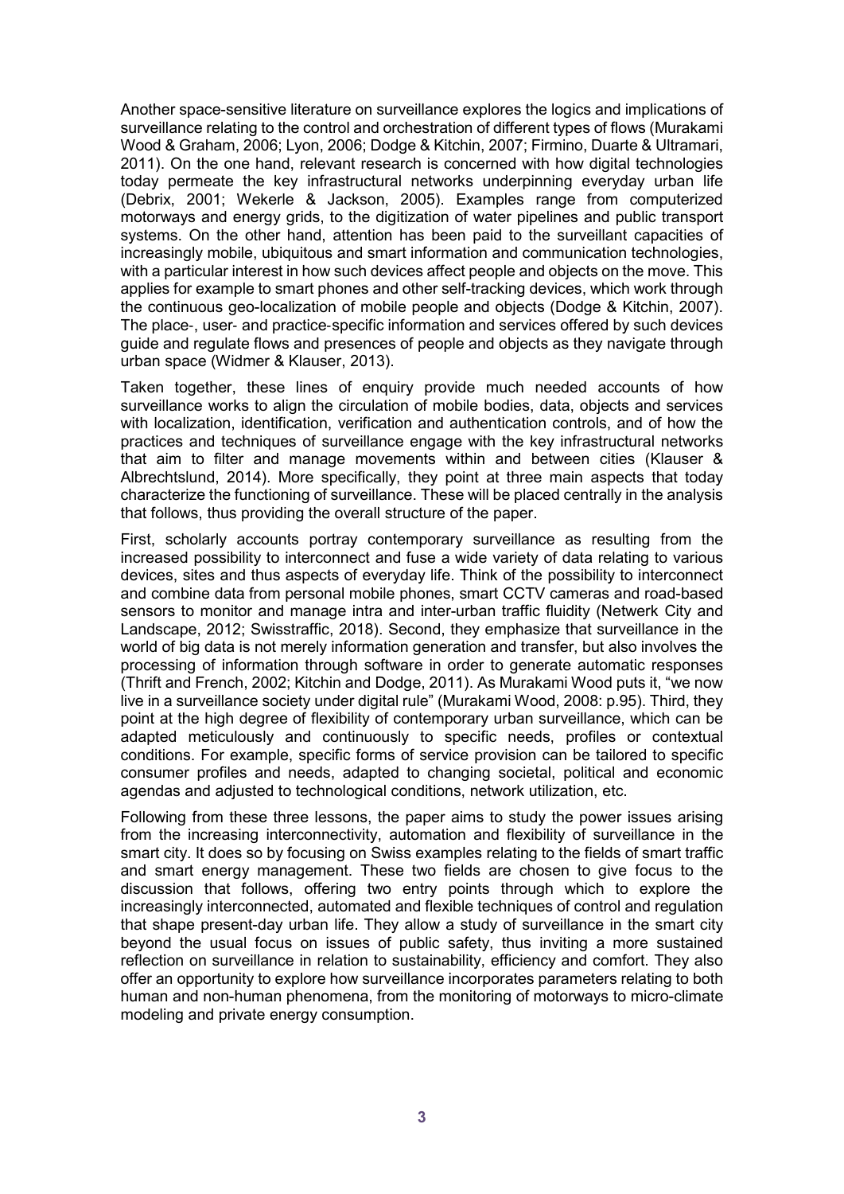Another space-sensitive literature on surveillance explores the logics and implications of surveillance relating to the control and orchestration of different types of flows (Murakami Wood & Graham, 2006; Lyon, 2006; Dodge & Kitchin, 2007; Firmino, Duarte & Ultramari, 2011). On the one hand, relevant research is concerned with how digital technologies today permeate the key infrastructural networks underpinning everyday urban life (Debrix, 2001; Wekerle & Jackson, 2005). Examples range from computerized motorways and energy grids, to the digitization of water pipelines and public transport systems. On the other hand, attention has been paid to the surveillant capacities of increasingly mobile, ubiquitous and smart information and communication technologies, with a particular interest in how such devices affect people and objects on the move. This applies for example to smart phones and other self-tracking devices, which work through the continuous geo-localization of mobile people and objects (Dodge & Kitchin, 2007). The place-, user- and practice-specific information and services offered by such devices guide and regulate flows and presences of people and objects as they navigate through urban space (Widmer & Klauser, 2013).

Taken together, these lines of enquiry provide much needed accounts of how surveillance works to align the circulation of mobile bodies, data, objects and services with localization, identification, verification and authentication controls, and of how the practices and techniques of surveillance engage with the key infrastructural networks that aim to filter and manage movements within and between cities (Klauser & Albrechtslund, 2014). More specifically, they point at three main aspects that today characterize the functioning of surveillance. These will be placed centrally in the analysis that follows, thus providing the overall structure of the paper.

First, scholarly accounts portray contemporary surveillance as resulting from the increased possibility to interconnect and fuse a wide variety of data relating to various devices, sites and thus aspects of everyday life. Think of the possibility to interconnect and combine data from personal mobile phones, smart CCTV cameras and road-based sensors to monitor and manage intra and inter-urban traffic fluidity (Netwerk City and Landscape, 2012; Swisstraffic, 2018). Second, they emphasize that surveillance in the world of big data is not merely information generation and transfer, but also involves the processing of information through software in order to generate automatic responses (Thrift and French, 2002; Kitchin and Dodge, 2011). As Murakami Wood puts it, "we now live in a surveillance society under digital rule" (Murakami Wood, 2008: p.95). Third, they point at the high degree of flexibility of contemporary urban surveillance, which can be adapted meticulously and continuously to specific needs, profiles or contextual conditions. For example, specific forms of service provision can be tailored to specific consumer profiles and needs, adapted to changing societal, political and economic agendas and adjusted to technological conditions, network utilization, etc.

Following from these three lessons, the paper aims to study the power issues arising from the increasing interconnectivity, automation and flexibility of surveillance in the smart city. It does so by focusing on Swiss examples relating to the fields of smart traffic and smart energy management. These two fields are chosen to give focus to the discussion that follows, offering two entry points through which to explore the increasingly interconnected, automated and flexible techniques of control and regulation that shape present-day urban life. They allow a study of surveillance in the smart city beyond the usual focus on issues of public safety, thus inviting a more sustained reflection on surveillance in relation to sustainability, efficiency and comfort. They also offer an opportunity to explore how surveillance incorporates parameters relating to both human and non-human phenomena, from the monitoring of motorways to micro-climate modeling and private energy consumption.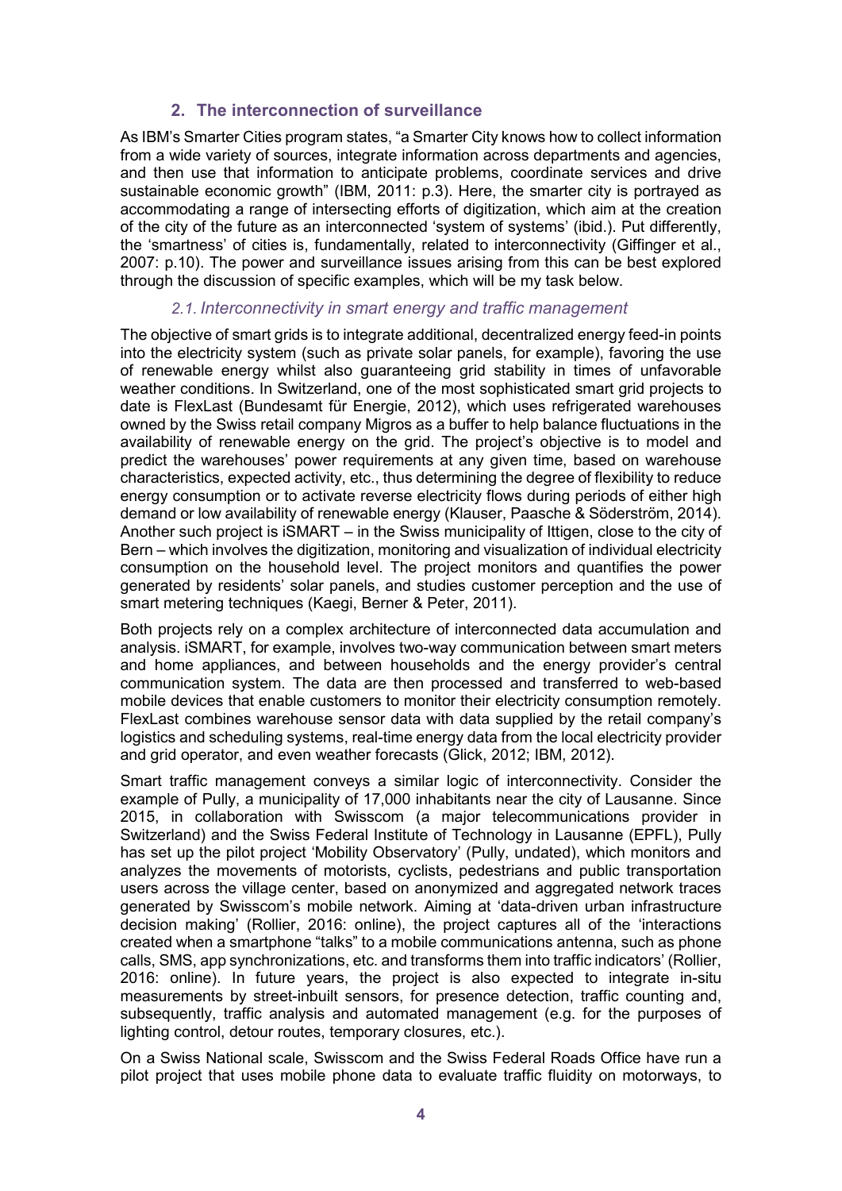## 2. The interconnection of surveillance

As IBM's Smarter Cities program states, "a Smarter City knows how to collect information from a wide variety of sources, integrate information across departments and agencies, and then use that information to anticipate problems, coordinate services and drive sustainable economic growth" (IBM, 2011: p.3). Here, the smarter city is portrayed as accommodating a range of intersecting efforts of digitization, which aim at the creation of the city of the future as an interconnected 'system of systems' (ibid.). Put differently, the 'smartness' of cities is, fundamentally, related to interconnectivity (Giffinger et al., 2007: p.10). The power and surveillance issues arising from this can be best explored through the discussion of specific examples, which will be my task below.

### *2.1. Interconnectivity in smart energy and traffic management*

The objective of smart grids is to integrate additional, decentralized energy feed-in points into the electricity system (such as private solar panels, for example), favoring the use of renewable energy whilst also guaranteeing grid stability in times of unfavorable weather conditions. In Switzerland, one of the most sophisticated smart grid projects to date is FlexLast (Bundesamt für Energie, 2012), which uses refrigerated warehouses owned by the Swiss retail company Migros as a buffer to help balance fluctuations in the availability of renewable energy on the grid. The project's objective is to model and predict the warehouses' power requirements at any given time, based on warehouse characteristics, expected activity, etc., thus determining the degree of flexibility to reduce energy consumption or to activate reverse electricity flows during periods of either high demand or low availability of renewable energy (Klauser, Paasche & Söderström, 2014). Another such project is iSMART – in the Swiss municipality of Ittigen, close to the city of Bern – which involves the digitization, monitoring and visualization of individual electricity consumption on the household level. The project monitors and quantifies the power generated by residents' solar panels, and studies customer perception and the use of smart metering techniques (Kaegi, Berner & Peter, 2011).

Both projects rely on a complex architecture of interconnected data accumulation and analysis. iSMART, for example, involves two-way communication between smart meters and home appliances, and between households and the energy provider's central communication system. The data are then processed and transferred to web-based mobile devices that enable customers to monitor their electricity consumption remotely. FlexLast combines warehouse sensor data with data supplied by the retail company's logistics and scheduling systems, real-time energy data from the local electricity provider and grid operator, and even weather forecasts (Glick, 2012; IBM, 2012).

Smart traffic management conveys a similar logic of interconnectivity. Consider the example of Pully, a municipality of 17,000 inhabitants near the city of Lausanne. Since 2015, in collaboration with Swisscom (a major telecommunications provider in Switzerland) and the Swiss Federal Institute of Technology in Lausanne (EPFL), Pully has set up the pilot project 'Mobility Observatory' (Pully, undated), which monitors and analyzes the movements of motorists, cyclists, pedestrians and public transportation users across the village center, based on anonymized and aggregated network traces generated by Swisscom's mobile network. Aiming at 'data-driven urban infrastructure decision making' (Rollier, 2016: online), the project captures all of the 'interactions created when a smartphone "talks" to a mobile communications antenna, such as phone calls, SMS, app synchronizations, etc. and transforms them into traffic indicators' (Rollier, 2016: online). In future years, the project is also expected to integrate in-situ measurements by street-inbuilt sensors, for presence detection, traffic counting and, subsequently, traffic analysis and automated management (e.g. for the purposes of lighting control, detour routes, temporary closures, etc.).

On a Swiss National scale, Swisscom and the Swiss Federal Roads Office have run a pilot project that uses mobile phone data to evaluate traffic fluidity on motorways, to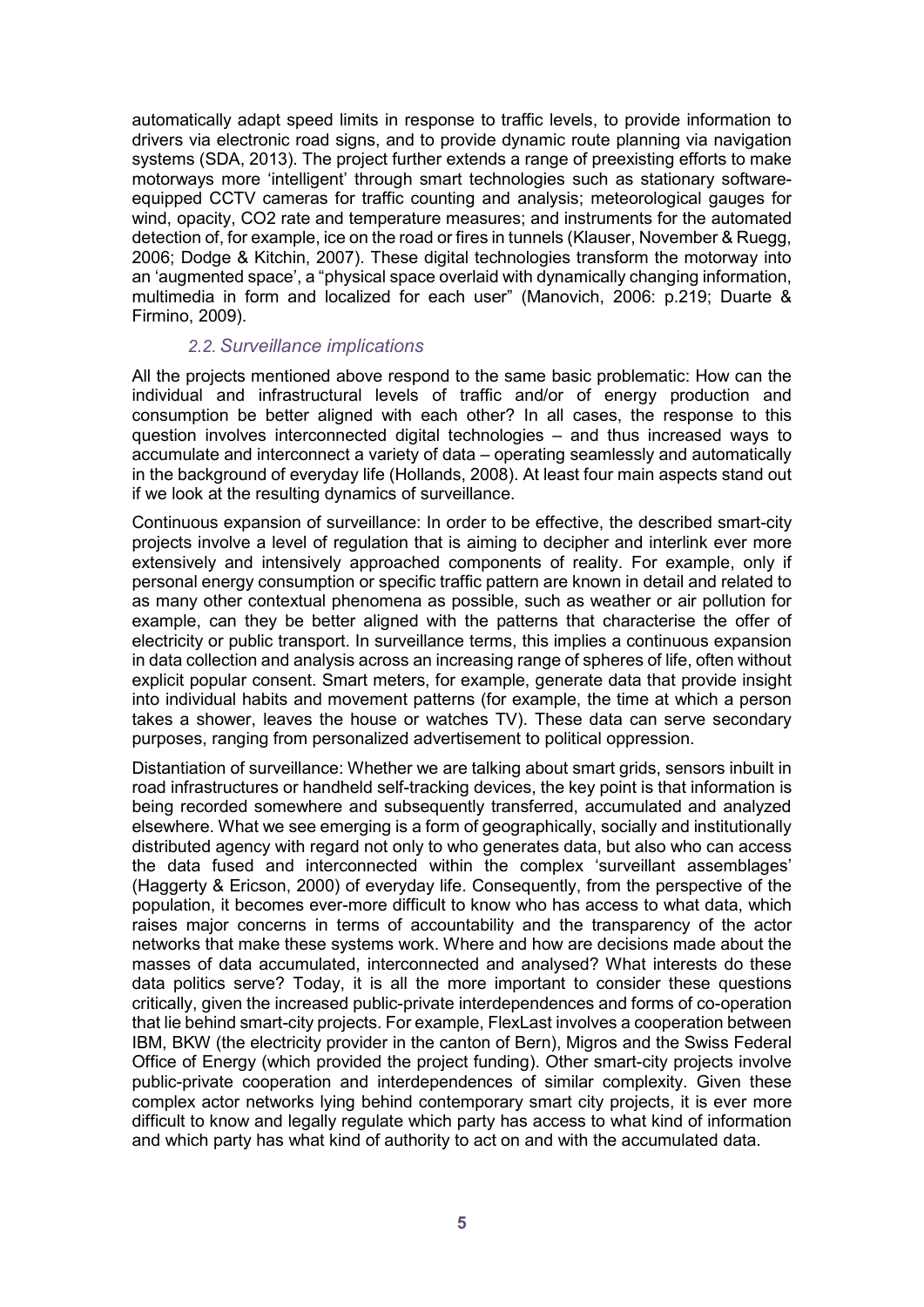automatically adapt speed limits in response to traffic levels, to provide information to drivers via electronic road signs, and to provide dynamic route planning via navigation systems (SDA, 2013). The project further extends a range of preexisting efforts to make motorways more 'intelligent' through smart technologies such as stationary software-equipped CCTV cameras for traffic counting and analysis; meteorological gauges for wind, opacity, CO2 rate and temperature measures; and instruments for the automated detection of, for example, ice on the road or fires in tunnels (Klauser, November & Ruegg, 2006; Dodge & Kitchin, 2007). These digital technologies transform the motorway into an 'augmented space', a "physical space overlaid with dynamically changing information, multimedia in form and localized for each user" (Manovich, 2006: p.219; Duarte & Firmino, 2009).

### *2.2. Surveillance implications*

All the projects mentioned above respond to the same basic problematic: How can the individual and infrastructural levels of traffic and/or of energy production and consumption be better aligned with each other? In all cases, the response to this question involves interconnected digital technologies – and thus increased ways to accumulate and interconnect a variety of data – operating seamlessly and automatically in the background of everyday life (Hollands, 2008). At least four main aspects stand out if we look at the resulting dynamics of surveillance.

Continuous expansion of surveillance: In order to be effective, the described smart-city projects involve a level of regulation that is aiming to decipher and interlink ever more extensively and intensively approached components of reality. For example, only if personal energy consumption or specific traffic pattern are known in detail and related to as many other contextual phenomena as possible, such as weather or air pollution for example, can they be better aligned with the patterns that characterise the offer of electricity or public transport. In surveillance terms, this implies a continuous expansion in data collection and analysis across an increasing range of spheres of life, often without explicit popular consent. Smart meters, for example, generate data that provide insight into individual habits and movement patterns (for example, the time at which a person takes a shower, leaves the house or watches TV). These data can serve secondary purposes, ranging from personalized advertisement to political oppression.

Distantiation of surveillance: Whether we are talking about smart grids, sensors inbuilt in road infrastructures or handheld self-tracking devices, the key point is that information is being recorded somewhere and subsequently transferred, accumulated and analyzed elsewhere. What we see emerging is a form of geographically, socially and institutionally distributed agency with regard not only to who generates data, but also who can access the data fused and interconnected within the complex 'surveillant assemblages' (Haggerty & Ericson, 2000) of everyday life. Consequently, from the perspective of the population, it becomes ever-more difficult to know who has access to what data, which raises major concerns in terms of accountability and the transparency of the actor networks that make these systems work. Where and how are decisions made about the masses of data accumulated, interconnected and analysed? What interests do these data politics serve? Today, it is all the more important to consider these questions critically, given the increased public-private interdependences and forms of co-operation that lie behind smart-city projects. For example, FlexLast involves a cooperation between IBM, BKW (the electricity provider in the canton of Bern), Migros and the Swiss Federal Office of Energy (which provided the project funding). Other smart-city projects involve public-private cooperation and interdependences of similar complexity. Given these complex actor networks lying behind contemporary smart city projects, it is ever more difficult to know and legally regulate which party has access to what kind of information and which party has what kind of authority to act on and with the accumulated data.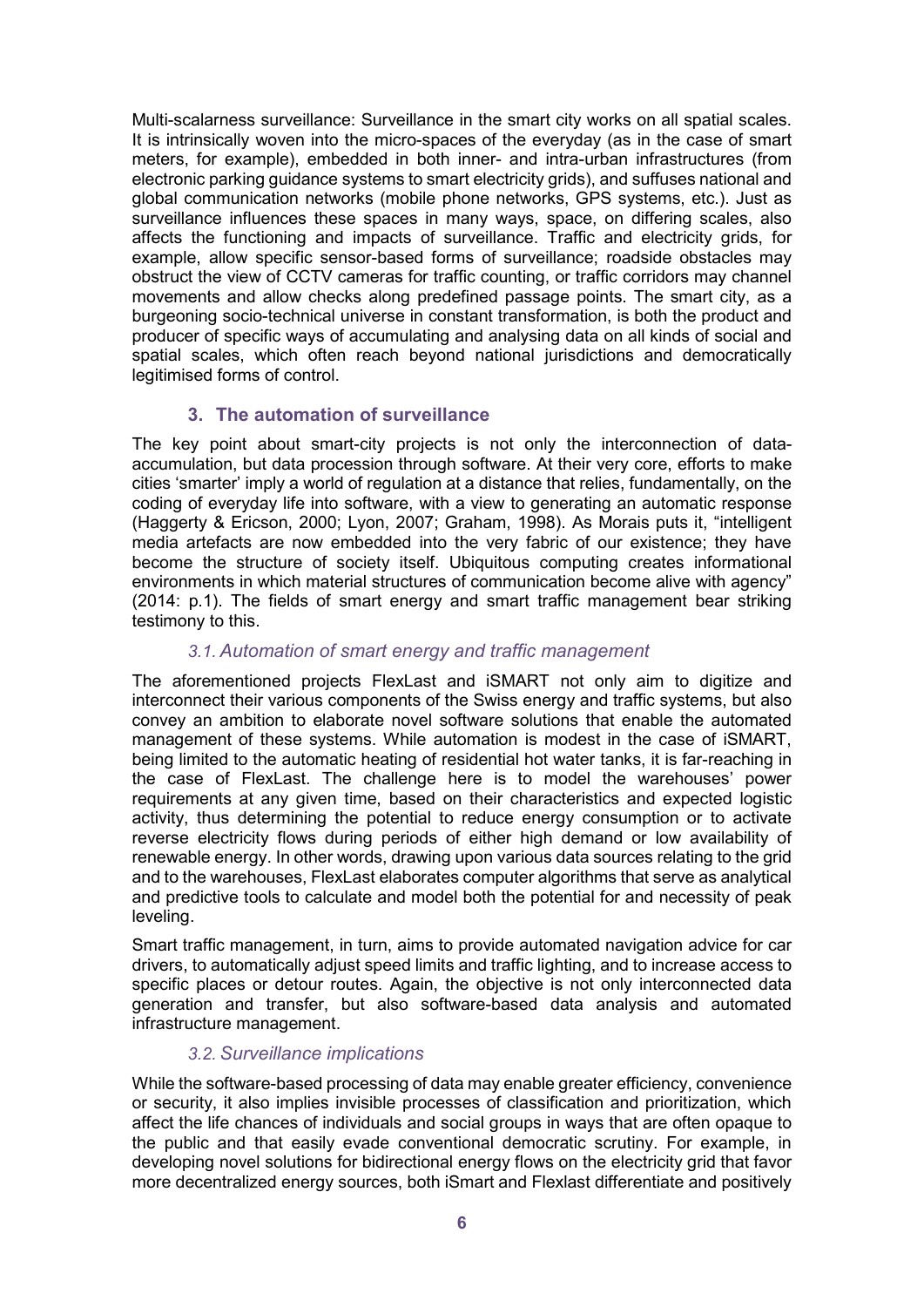Multi-scalarness surveillance: Surveillance in the smart city works on all spatial scales. It is intrinsically woven into the micro-spaces of the everyday (as in the case of smart meters, for example), embedded in both inner- and intra-urban infrastructures (from electronic parking guidance systems to smart electricity grids), and suffuses national and global communication networks (mobile phone networks, GPS systems, etc.). Just as surveillance influences these spaces in many ways, space, on differing scales, also affects the functioning and impacts of surveillance. Traffic and electricity grids, for example, allow specific sensor-based forms of surveillance; roadside obstacles may obstruct the view of CCTV cameras for traffic counting, or traffic corridors may channel movements and allow checks along predefined passage points. The smart city, as a burgeoning socio-technical universe in constant transformation, is both the product and producer of specific ways of accumulating and analysing data on all kinds of social and spatial scales, which often reach beyond national jurisdictions and democratically legitimised forms of control.

## 3. The automation of surveillance

The key point about smart-city projects is not only the interconnection of data-accumulation, but data procession through software. At their very core, efforts to make cities 'smarter' imply a world of regulation at a distance that relies, fundamentally, on the coding of everyday life into software, with a view to generating an automatic response (Haggerty & Ericson, 2000; Lyon, 2007; Graham, 1998). As Morais puts it, "intelligent media artefacts are now embedded into the very fabric of our existence; they have become the structure of society itself. Ubiquitous computing creates informational environments in which material structures of communication become alive with agency" (2014: p.1). The fields of smart energy and smart traffic management bear striking testimony to this.

### *3.1. Automation of smart energy and traffic management*

The aforementioned projects FlexLast and iSMART not only aim to digitize and interconnect their various components of the Swiss energy and traffic systems, but also convey an ambition to elaborate novel software solutions that enable the automated management of these systems. While automation is modest in the case of iSMART, being limited to the automatic heating of residential hot water tanks, it is far-reaching in the case of FlexLast. The challenge here is to model the warehouses' power requirements at any given time, based on their characteristics and expected logistic activity, thus determining the potential to reduce energy consumption or to activate reverse electricity flows during periods of either high demand or low availability of renewable energy. In other words, drawing upon various data sources relating to the grid and to the warehouses, FlexLast elaborates computer algorithms that serve as analytical and predictive tools to calculate and model both the potential for and necessity of peak leveling.

Smart traffic management, in turn, aims to provide automated navigation advice for car drivers, to automatically adjust speed limits and traffic lighting, and to increase access to specific places or detour routes. Again, the objective is not only interconnected data generation and transfer, but also software-based data analysis and automated infrastructure management.

### *3.2. Surveillance implications*

While the software-based processing of data may enable greater efficiency, convenience or security, it also implies invisible processes of classification and prioritization, which affect the life chances of individuals and social groups in ways that are often opaque to the public and that easily evade conventional democratic scrutiny. For example, in developing novel solutions for bidirectional energy flows on the electricity grid that favor more decentralized energy sources, both iSmart and Flexlast differentiate and positively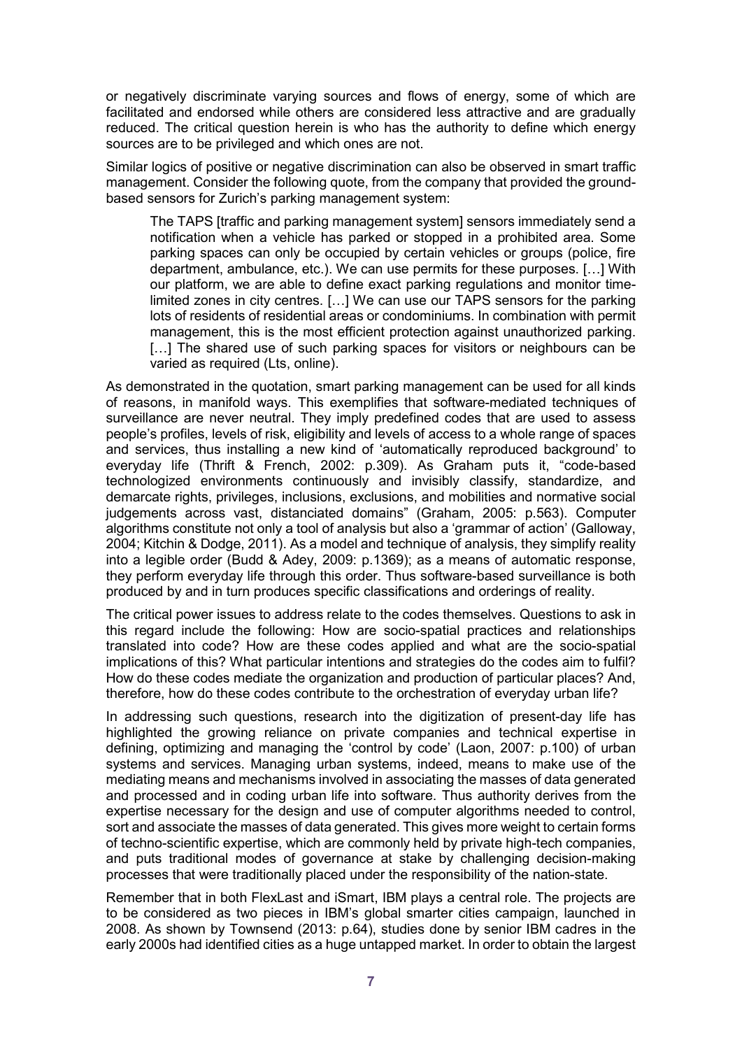or negatively discriminate varying sources and flows of energy, some of which are facilitated and endorsed while others are considered less attractive and are gradually reduced. The critical question herein is who has the authority to define which energy sources are to be privileged and which ones are not.

Similar logics of positive or negative discrimination can also be observed in smart traffic management. Consider the following quote, from the company that provided the ground-based sensors for Zurich's parking management system:

> The TAPS [traffic and parking management system] sensors immediately send a notification when a vehicle has parked or stopped in a prohibited area. Some parking spaces can only be occupied by certain vehicles or groups (police, fire department, ambulance, etc.). We can use permits for these purposes. […] With our platform, we are able to define exact parking regulations and monitor time-limited zones in city centres. […] We can use our TAPS sensors for the parking lots of residents of residential areas or condominiums. In combination with permit management, this is the most efficient protection against unauthorized parking. […] The shared use of such parking spaces for visitors or neighbours can be varied as required (Lts, online).

As demonstrated in the quotation, smart parking management can be used for all kinds of reasons, in manifold ways. This exemplifies that software-mediated techniques of surveillance are never neutral. They imply predefined codes that are used to assess people's profiles, levels of risk, eligibility and levels of access to a whole range of spaces and services, thus installing a new kind of 'automatically reproduced background' to everyday life (Thrift & French, 2002: p.309). As Graham puts it, "code-based technologized environments continuously and invisibly classify, standardize, and demarcate rights, privileges, inclusions, exclusions, and mobilities and normative social judgements across vast, distanciated domains" (Graham, 2005: p.563). Computer algorithms constitute not only a tool of analysis but also a 'grammar of action' (Galloway, 2004; Kitchin & Dodge, 2011). As a model and technique of analysis, they simplify reality into a legible order (Budd & Adey, 2009: p.1369); as a means of automatic response, they perform everyday life through this order. Thus software-based surveillance is both produced by and in turn produces specific classifications and orderings of reality.

The critical power issues to address relate to the codes themselves. Questions to ask in this regard include the following: How are socio-spatial practices and relationships translated into code? How are these codes applied and what are the socio-spatial implications of this? What particular intentions and strategies do the codes aim to fulfil? How do these codes mediate the organization and production of particular places? And, therefore, how do these codes contribute to the orchestration of everyday urban life?

In addressing such questions, research into the digitization of present-day life has highlighted the growing reliance on private companies and technical expertise in defining, optimizing and managing the 'control by code' (Laon, 2007: p.100) of urban systems and services. Managing urban systems, indeed, means to make use of the mediating means and mechanisms involved in associating the masses of data generated and processed and in coding urban life into software. Thus authority derives from the expertise necessary for the design and use of computer algorithms needed to control, sort and associate the masses of data generated. This gives more weight to certain forms of techno-scientific expertise, which are commonly held by private high-tech companies, and puts traditional modes of governance at stake by challenging decision-making processes that were traditionally placed under the responsibility of the nation-state.

Remember that in both FlexLast and iSmart, IBM plays a central role. The projects are to be considered as two pieces in IBM's global smarter cities campaign, launched in 2008. As shown by Townsend (2013: p.64), studies done by senior IBM cadres in the early 2000s had identified cities as a huge untapped market. In order to obtain the largest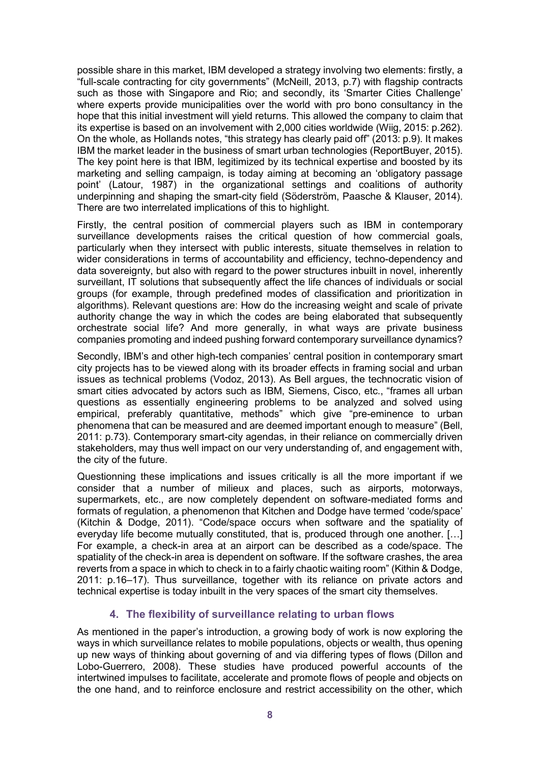possible share in this market, IBM developed a strategy involving two elements: firstly, a "full-scale contracting for city governments" (McNeill, 2013, p.7) with flagship contracts such as those with Singapore and Rio; and secondly, its 'Smarter Cities Challenge' where experts provide municipalities over the world with pro bono consultancy in the hope that this initial investment will yield returns. This allowed the company to claim that its expertise is based on an involvement with 2,000 cities worldwide (Wiig, 2015: p.262). On the whole, as Hollands notes, "this strategy has clearly paid off" (2013: p.9). It makes IBM the market leader in the business of smart urban technologies (ReportBuyer, 2015). The key point here is that IBM, legitimized by its technical expertise and boosted by its marketing and selling campaign, is today aiming at becoming an 'obligatory passage point' (Latour, 1987) in the organizational settings and coalitions of authority underpinning and shaping the smart-city field (Söderström, Paasche & Klauser, 2014). There are two interrelated implications of this to highlight.

Firstly, the central position of commercial players such as IBM in contemporary surveillance developments raises the critical question of how commercial goals, particularly when they intersect with public interests, situate themselves in relation to wider considerations in terms of accountability and efficiency, techno-dependency and data sovereignty, but also with regard to the power structures inbuilt in novel, inherently surveillant, IT solutions that subsequently affect the life chances of individuals or social groups (for example, through predefined modes of classification and prioritization in algorithms). Relevant questions are: How do the increasing weight and scale of private authority change the way in which the codes are being elaborated that subsequently orchestrate social life? And more generally, in what ways are private business companies promoting and indeed pushing forward contemporary surveillance dynamics?

Secondly, IBM's and other high-tech companies' central position in contemporary smart city projects has to be viewed along with its broader effects in framing social and urban issues as technical problems (Vodoz, 2013). As Bell argues, the technocratic vision of smart cities advocated by actors such as IBM, Siemens, Cisco, etc., "frames all urban questions as essentially engineering problems to be analyzed and solved using empirical, preferably quantitative, methods" which give "pre-eminence to urban phenomena that can be measured and are deemed important enough to measure" (Bell, 2011: p.73). Contemporary smart-city agendas, in their reliance on commercially driven stakeholders, may thus well impact on our very understanding of, and engagement with, the city of the future.

Questionning these implications and issues critically is all the more important if we consider that a number of milieux and places, such as airports, motorways, supermarkets, etc., are now completely dependent on software-mediated forms and formats of regulation, a phenomenon that Kitchen and Dodge have termed 'code/space' (Kitchin & Dodge, 2011). "Code/space occurs when software and the spatiality of everyday life become mutually constituted, that is, produced through one another. […] For example, a check-in area at an airport can be described as a code/space. The spatiality of the check-in area is dependent on software. If the software crashes, the area reverts from a space in which to check in to a fairly chaotic waiting room" (Kithin & Dodge, 2011: p.16–17). Thus surveillance, together with its reliance on private actors and technical expertise is today inbuilt in the very spaces of the smart city themselves.

## 4. The flexibility of surveillance relating to urban flows

As mentioned in the paper's introduction, a growing body of work is now exploring the ways in which surveillance relates to mobile populations, objects or wealth, thus opening up new ways of thinking about governing of and via differing types of flows (Dillon and Lobo-Guerrero, 2008). These studies have produced powerful accounts of the intertwined impulses to facilitate, accelerate and promote flows of people and objects on the one hand, and to reinforce enclosure and restrict accessibility on the other, which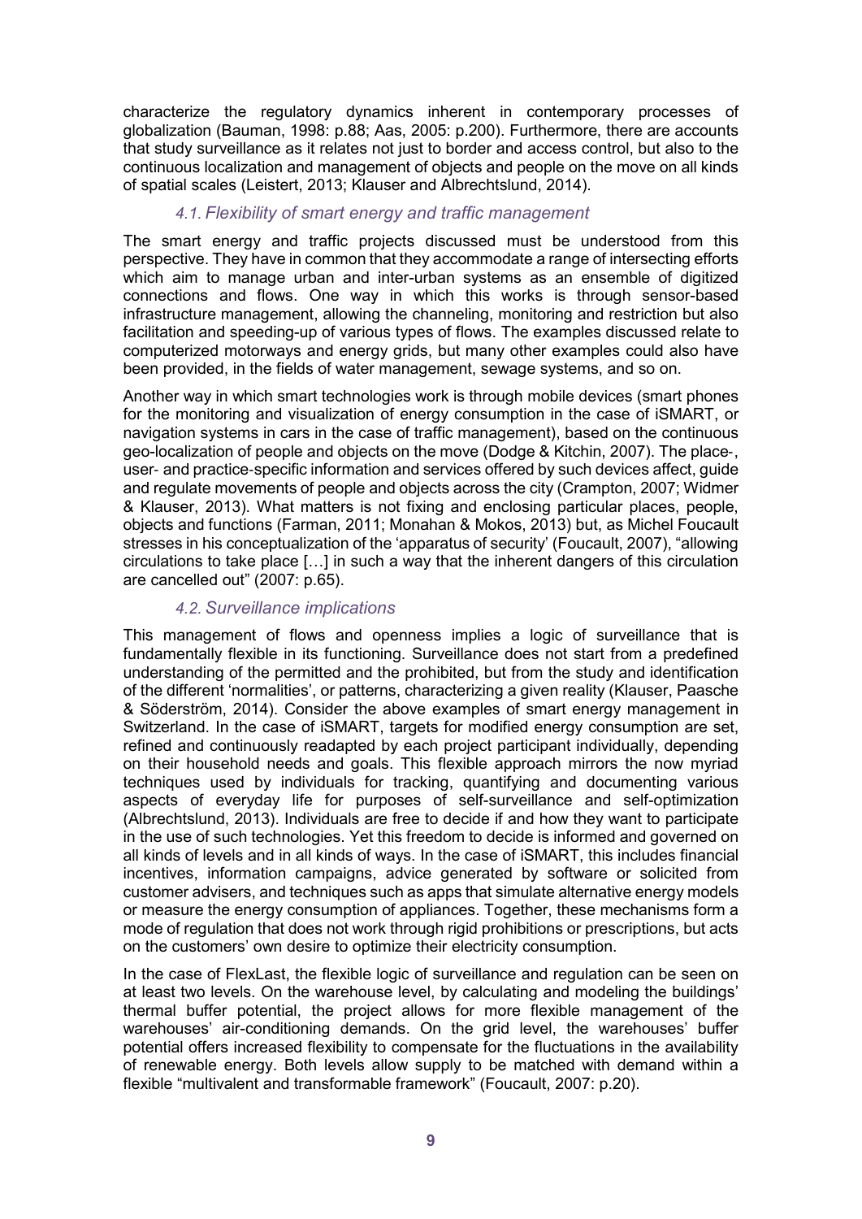characterize the regulatory dynamics inherent in contemporary processes of globalization (Bauman, 1998: p.88; Aas, 2005: p.200). Furthermore, there are accounts that study surveillance as it relates not just to border and access control, but also to the continuous localization and management of objects and people on the move on all kinds of spatial scales (Leistert, 2013; Klauser and Albrechtslund, 2014).

### *4.1. Flexibility of smart energy and traffic management*

The smart energy and traffic projects discussed must be understood from this perspective. They have in common that they accommodate a range of intersecting efforts which aim to manage urban and inter-urban systems as an ensemble of digitized connections and flows. One way in which this works is through sensor-based infrastructure management, allowing the channeling, monitoring and restriction but also facilitation and speeding-up of various types of flows. The examples discussed relate to computerized motorways and energy grids, but many other examples could also have been provided, in the fields of water management, sewage systems, and so on.

Another way in which smart technologies work is through mobile devices (smart phones for the monitoring and visualization of energy consumption in the case of iSMART, or navigation systems in cars in the case of traffic management), based on the continuous geo-localization of people and objects on the move (Dodge & Kitchin, 2007). The place-, user- and practice-specific information and services offered by such devices affect, guide and regulate movements of people and objects across the city (Crampton, 2007; Widmer & Klauser, 2013). What matters is not fixing and enclosing particular places, people, objects and functions (Farman, 2011; Monahan & Mokos, 2013) but, as Michel Foucault stresses in his conceptualization of the 'apparatus of security' (Foucault, 2007), "allowing circulations to take place […] in such a way that the inherent dangers of this circulation are cancelled out" (2007: p.65).

### *4.2. Surveillance implications*

This management of flows and openness implies a logic of surveillance that is fundamentally flexible in its functioning. Surveillance does not start from a predefined understanding of the permitted and the prohibited, but from the study and identification of the different 'normalities', or patterns, characterizing a given reality (Klauser, Paasche & Söderström, 2014). Consider the above examples of smart energy management in Switzerland. In the case of iSMART, targets for modified energy consumption are set, refined and continuously readapted by each project participant individually, depending on their household needs and goals. This flexible approach mirrors the now myriad techniques used by individuals for tracking, quantifying and documenting various aspects of everyday life for purposes of self-surveillance and self-optimization (Albrechtslund, 2013). Individuals are free to decide if and how they want to participate in the use of such technologies. Yet this freedom to decide is informed and governed on all kinds of levels and in all kinds of ways. In the case of iSMART, this includes financial incentives, information campaigns, advice generated by software or solicited from customer advisers, and techniques such as apps that simulate alternative energy models or measure the energy consumption of appliances. Together, these mechanisms form a mode of regulation that does not work through rigid prohibitions or prescriptions, but acts on the customers' own desire to optimize their electricity consumption.

In the case of FlexLast, the flexible logic of surveillance and regulation can be seen on at least two levels. On the warehouse level, by calculating and modeling the buildings' thermal buffer potential, the project allows for more flexible management of the warehouses' air-conditioning demands. On the grid level, the warehouses' buffer potential offers increased flexibility to compensate for the fluctuations in the availability of renewable energy. Both levels allow supply to be matched with demand within a flexible "multivalent and transformable framework" (Foucault, 2007: p.20).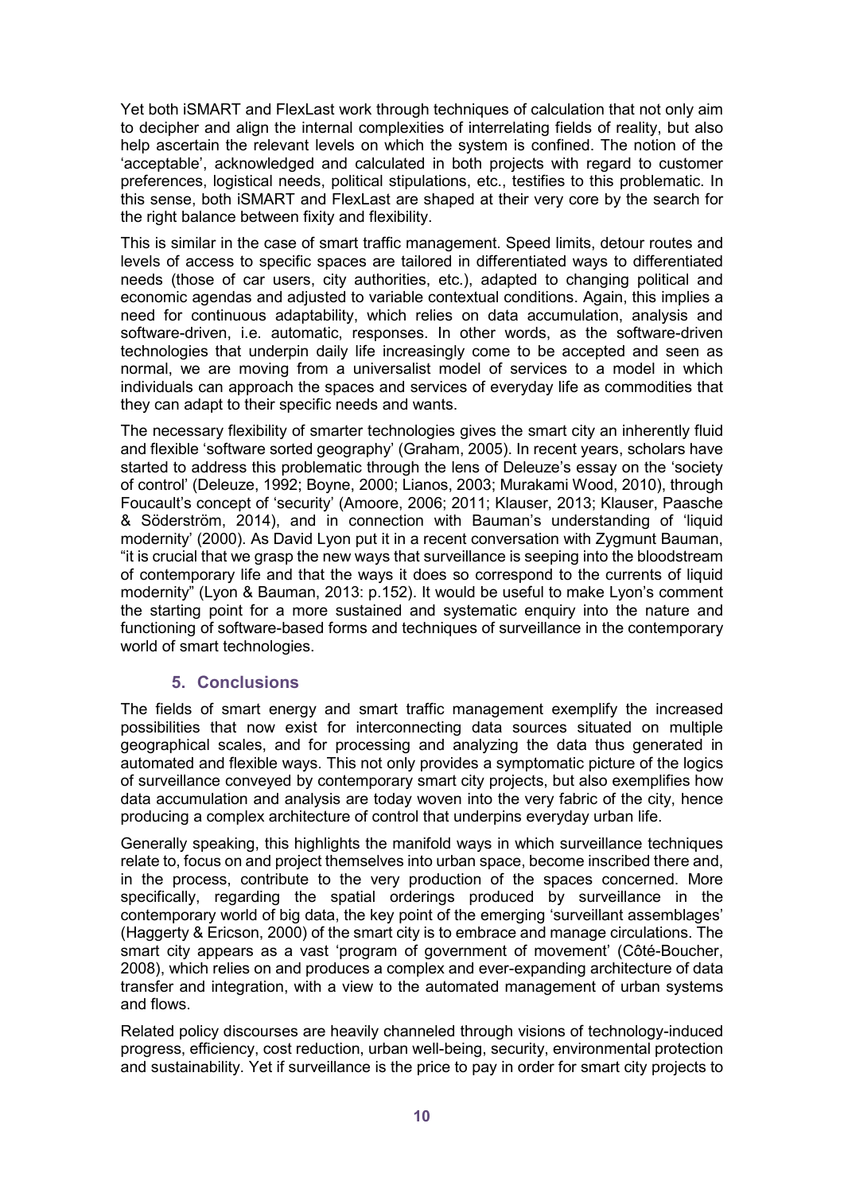Yet both iSMART and FlexLast work through techniques of calculation that not only aim to decipher and align the internal complexities of interrelating fields of reality, but also help ascertain the relevant levels on which the system is confined. The notion of the 'acceptable', acknowledged and calculated in both projects with regard to customer preferences, logistical needs, political stipulations, etc., testifies to this problematic. In this sense, both iSMART and FlexLast are shaped at their very core by the search for the right balance between fixity and flexibility.

This is similar in the case of smart traffic management. Speed limits, detour routes and levels of access to specific spaces are tailored in differentiated ways to differentiated needs (those of car users, city authorities, etc.), adapted to changing political and economic agendas and adjusted to variable contextual conditions. Again, this implies a need for continuous adaptability, which relies on data accumulation, analysis and software-driven, i.e. automatic, responses. In other words, as the software-driven technologies that underpin daily life increasingly come to be accepted and seen as normal, we are moving from a universalist model of services to a model in which individuals can approach the spaces and services of everyday life as commodities that they can adapt to their specific needs and wants.

The necessary flexibility of smarter technologies gives the smart city an inherently fluid and flexible 'software sorted geography' (Graham, 2005). In recent years, scholars have started to address this problematic through the lens of Deleuze's essay on the 'society of control' (Deleuze, 1992; Boyne, 2000; Lianos, 2003; Murakami Wood, 2010), through Foucault's concept of 'security' (Amoore, 2006; 2011; Klauser, 2013; Klauser, Paasche & Söderström, 2014), and in connection with Bauman's understanding of 'liquid modernity' (2000). As David Lyon put it in a recent conversation with Zygmunt Bauman, "it is crucial that we grasp the new ways that surveillance is seeping into the bloodstream of contemporary life and that the ways it does so correspond to the currents of liquid modernity" (Lyon & Bauman, 2013: p.152). It would be useful to make Lyon's comment the starting point for a more sustained and systematic enquiry into the nature and functioning of software-based forms and techniques of surveillance in the contemporary world of smart technologies.

## 5. Conclusions

The fields of smart energy and smart traffic management exemplify the increased possibilities that now exist for interconnecting data sources situated on multiple geographical scales, and for processing and analyzing the data thus generated in automated and flexible ways. This not only provides a symptomatic picture of the logics of surveillance conveyed by contemporary smart city projects, but also exemplifies how data accumulation and analysis are today woven into the very fabric of the city, hence producing a complex architecture of control that underpins everyday urban life.

Generally speaking, this highlights the manifold ways in which surveillance techniques relate to, focus on and project themselves into urban space, become inscribed there and, in the process, contribute to the very production of the spaces concerned. More specifically, regarding the spatial orderings produced by surveillance in the contemporary world of big data, the key point of the emerging 'surveillant assemblages' (Haggerty & Ericson, 2000) of the smart city is to embrace and manage circulations. The smart city appears as a vast 'program of government of movement' (Côté-Boucher, 2008), which relies on and produces a complex and ever-expanding architecture of data transfer and integration, with a view to the automated management of urban systems and flows.

Related policy discourses are heavily channeled through visions of technology-induced progress, efficiency, cost reduction, urban well-being, security, environmental protection and sustainability. Yet if surveillance is the price to pay in order for smart city projects to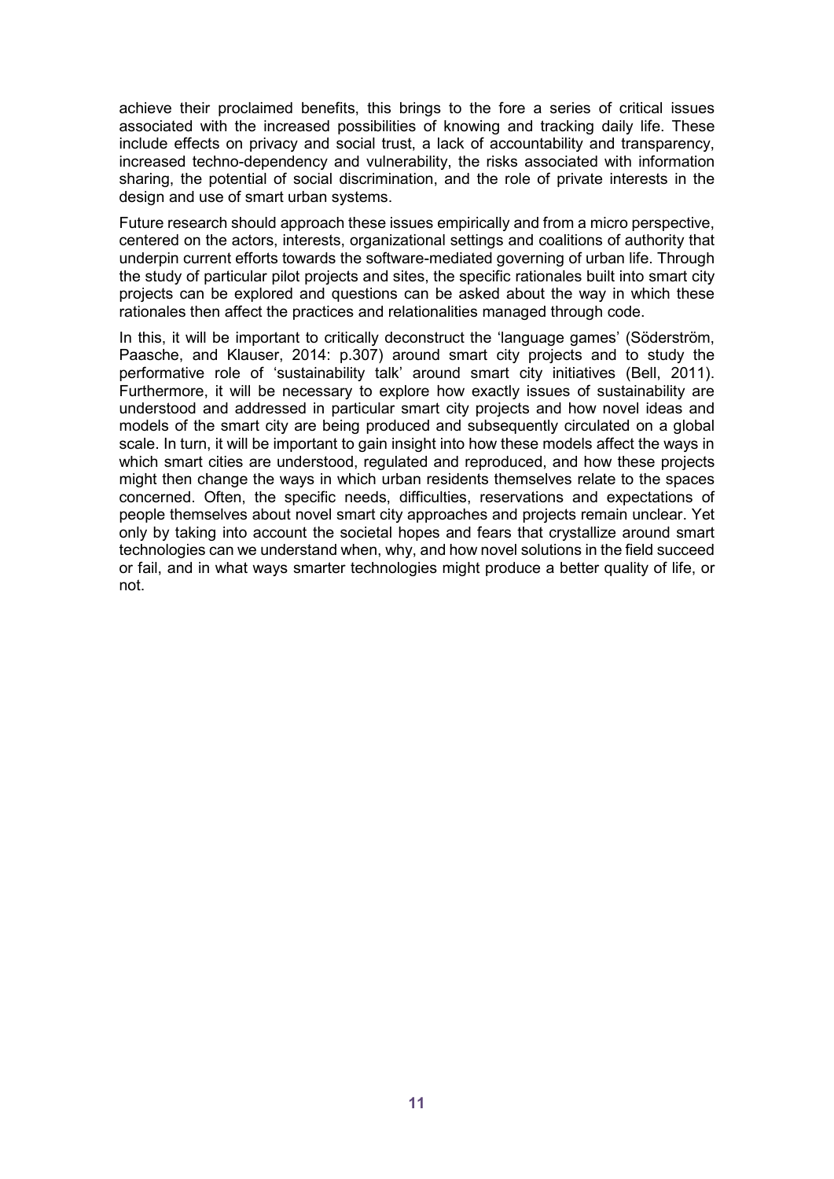achieve their proclaimed benefits, this brings to the fore a series of critical issues associated with the increased possibilities of knowing and tracking daily life. These include effects on privacy and social trust, a lack of accountability and transparency, increased techno-dependency and vulnerability, the risks associated with information sharing, the potential of social discrimination, and the role of private interests in the design and use of smart urban systems.

Future research should approach these issues empirically and from a micro perspective, centered on the actors, interests, organizational settings and coalitions of authority that underpin current efforts towards the software-mediated governing of urban life. Through the study of particular pilot projects and sites, the specific rationales built into smart city projects can be explored and questions can be asked about the way in which these rationales then affect the practices and relationalities managed through code.

In this, it will be important to critically deconstruct the 'language games' (Söderström, Paasche, and Klauser, 2014: p.307) around smart city projects and to study the performative role of 'sustainability talk' around smart city initiatives (Bell, 2011). Furthermore, it will be necessary to explore how exactly issues of sustainability are understood and addressed in particular smart city projects and how novel ideas and models of the smart city are being produced and subsequently circulated on a global scale. In turn, it will be important to gain insight into how these models affect the ways in which smart cities are understood, regulated and reproduced, and how these projects might then change the ways in which urban residents themselves relate to the spaces concerned. Often, the specific needs, difficulties, reservations and expectations of people themselves about novel smart city approaches and projects remain unclear. Yet only by taking into account the societal hopes and fears that crystallize around smart technologies can we understand when, why, and how novel solutions in the field succeed or fail, and in what ways smarter technologies might produce a better quality of life, or not.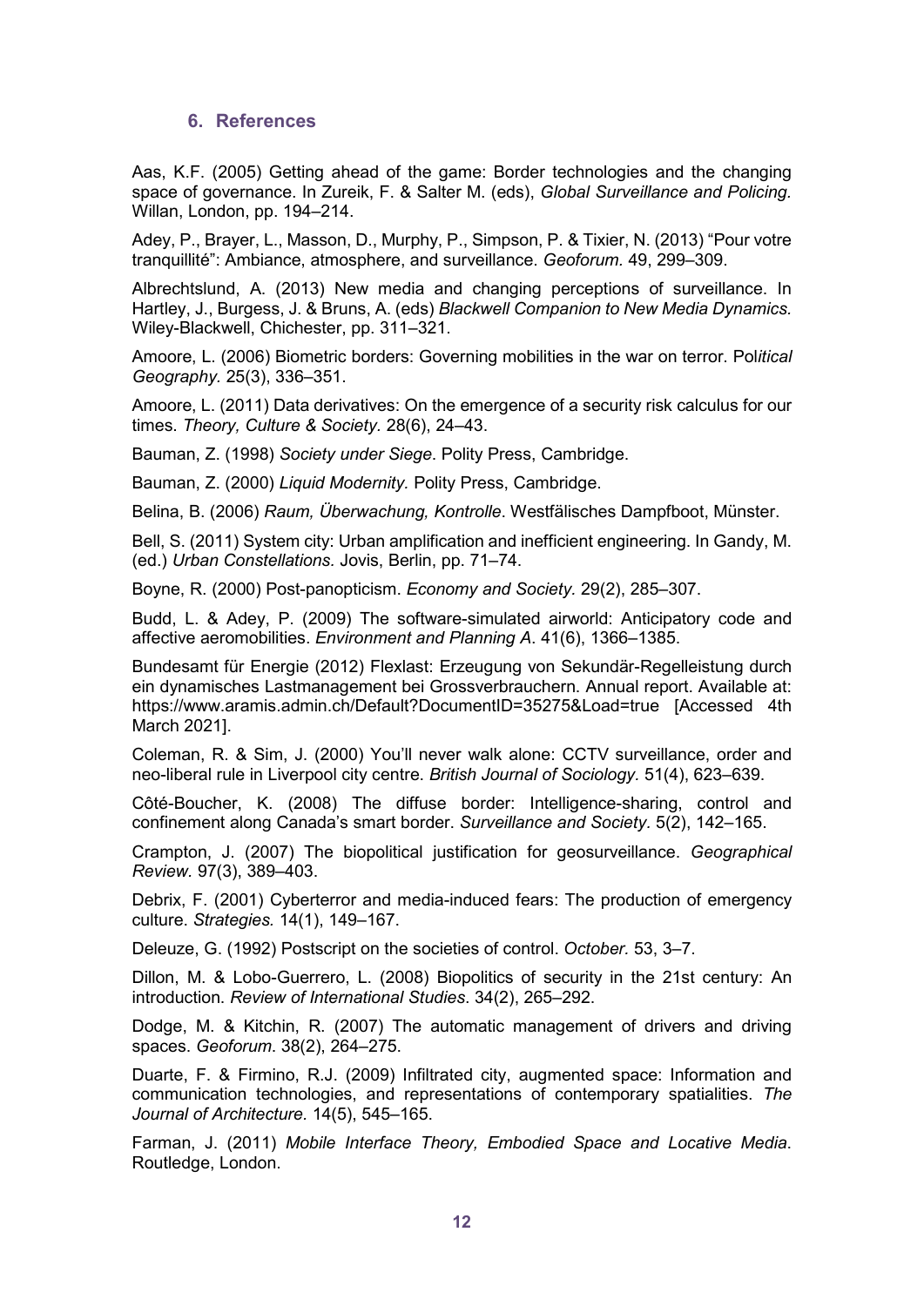## 6. References

Aas, K.F. (2005) Getting ahead of the game: Border technologies and the changing space of governance. In Zureik, F. & Salter M. (eds), *Global Surveillance and Policing.* Willan, London, pp. 194–214.

Adey, P., Brayer, L., Masson, D., Murphy, P., Simpson, P. & Tixier, N. (2013) "Pour votre tranquillité": Ambiance, atmosphere, and surveillance. *Geoforum.* 49, 299–309.

Albrechtslund, A. (2013) New media and changing perceptions of surveillance. In Hartley, J., Burgess, J. & Bruns, A. (eds) *Blackwell Companion to New Media Dynamics.* Wiley-Blackwell, Chichester, pp. 311–321.

Amoore, L. (2006) Biometric borders: Governing mobilities in the war on terror. Pol*itical Geography.* 25(3), 336–351.

Amoore, L. (2011) Data derivatives: On the emergence of a security risk calculus for our times. *Theory, Culture & Society.* 28(6), 24–43.

Bauman, Z. (1998) *Society under Siege*. Polity Press, Cambridge.

Bauman, Z. (2000) *Liquid Modernity.* Polity Press, Cambridge.

Belina, B. (2006) *Raum, Überwachung, Kontrolle*. Westfälisches Dampfboot, Münster.

Bell, S. (2011) System city: Urban amplification and inefficient engineering. In Gandy, M. (ed.) *Urban Constellations.* Jovis, Berlin, pp. 71–74.

Boyne, R. (2000) Post-panopticism. *Economy and Society.* 29(2), 285–307.

Budd, L. & Adey, P. (2009) The software-simulated airworld: Anticipatory code and affective aeromobilities. *Environment and Planning A*. 41(6), 1366–1385.

Bundesamt für Energie (2012) Flexlast: Erzeugung von Sekundär-Regelleistung durch ein dynamisches Lastmanagement bei Grossverbrauchern. Annual report. Available at: https://www.aramis.admin.ch/Default?DocumentID=35275&Load=true [Accessed 4th March 2021].

Coleman, R. & Sim, J. (2000) You'll never walk alone: CCTV surveillance, order and neo-liberal rule in Liverpool city centre. *British Journal of Sociology.* 51(4), 623–639.

Côté-Boucher, K. (2008) The diffuse border: Intelligence-sharing, control and confinement along Canada's smart border. *Surveillance and Society.* 5(2), 142–165.

Crampton, J. (2007) The biopolitical justification for geosurveillance. *Geographical Review.* 97(3), 389–403.

Debrix, F. (2001) Cyberterror and media-induced fears: The production of emergency culture. *Strategies.* 14(1), 149–167.

Deleuze, G. (1992) Postscript on the societies of control. *October.* 53, 3–7.

Dillon, M. & Lobo-Guerrero, L. (2008) Biopolitics of security in the 21st century: An introduction. *Review of International Studies*. 34(2), 265–292.

Dodge, M. & Kitchin, R. (2007) The automatic management of drivers and driving spaces. *Geoforum*. 38(2), 264–275.

Duarte, F. & Firmino, R.J. (2009) Infiltrated city, augmented space: Information and communication technologies, and representations of contemporary spatialities. *The Journal of Architecture.* 14(5), 545–165.

Farman, J. (2011) *Mobile Interface Theory, Embodied Space and Locative Media*. Routledge, London.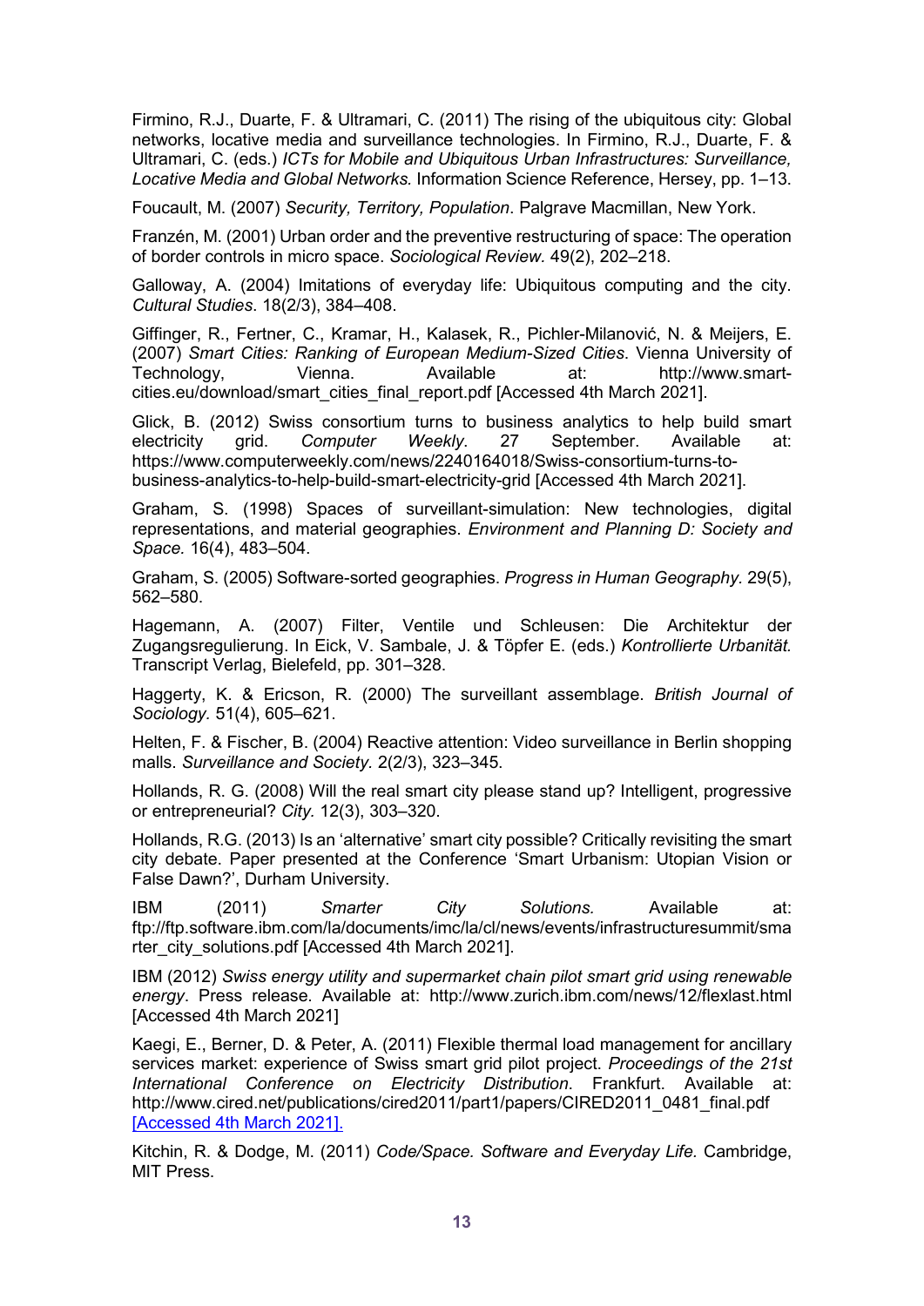Firmino, R.J., Duarte, F. & Ultramari, C. (2011) The rising of the ubiquitous city: Global networks, locative media and surveillance technologies. In Firmino, R.J., Duarte, F. & Ultramari, C. (eds.) *ICTs for Mobile and Ubiquitous Urban Infrastructures: Surveillance, Locative Media and Global Networks.* Information Science Reference, Hersey, pp. 1–13.

Foucault, M. (2007) *Security, Territory, Population*. Palgrave Macmillan, New York.

Franzén, M. (2001) Urban order and the preventive restructuring of space: The operation of border controls in micro space. *Sociological Review.* 49(2), 202–218.

Galloway, A. (2004) Imitations of everyday life: Ubiquitous computing and the city. *Cultural Studies*. 18(2/3), 384–408.

Giffinger, R., Fertner, C., Kramar, H., Kalasek, R., Pichler-Milanović, N. & Meijers, E. (2007) *Smart Cities: Ranking of European Medium-Sized Cities*. Vienna University of Technology, Vienna. Available at: http://www.smart-cities.eu/download/smart_cities_final_report.pdf [Accessed 4th March 2021].

Glick, B. (2012) Swiss consortium turns to business analytics to help build smart electricity grid. *Computer Weekly*. 27 September. Available at: https://www.computerweekly.com/news/2240164018/Swiss-consortium-turns-to-business-analytics-to-help-build-smart-electricity-grid [Accessed 4th March 2021].

Graham, S. (1998) Spaces of surveillant-simulation: New technologies, digital representations, and material geographies. *Environment and Planning D: Society and Space.* 16(4), 483–504.

Graham, S. (2005) Software-sorted geographies. *Progress in Human Geography.* 29(5), 562–580.

Hagemann, A. (2007) Filter, Ventile und Schleusen: Die Architektur der Zugangsregulierung. In Eick, V. Sambale, J. & Töpfer E. (eds.) *Kontrollierte Urbanität.* Transcript Verlag, Bielefeld, pp. 301–328.

Haggerty, K. & Ericson, R. (2000) The surveillant assemblage. *British Journal of Sociology.* 51(4), 605–621.

Helten, F. & Fischer, B. (2004) Reactive attention: Video surveillance in Berlin shopping malls. *Surveillance and Society.* 2(2/3), 323–345.

Hollands, R. G. (2008) Will the real smart city please stand up? Intelligent, progressive or entrepreneurial? *City.* 12(3), 303–320.

Hollands, R.G. (2013) Is an 'alternative' smart city possible? Critically revisiting the smart city debate. Paper presented at the Conference 'Smart Urbanism: Utopian Vision or False Dawn?', Durham University.

IBM (2011) *Smarter City Solutions.* Available at: ftp://ftp.software.ibm.com/la/documents/imc/la/cl/news/events/infrastructuresummit/smarter_city_solutions.pdf [Accessed 4th March 2021].

IBM (2012) *Swiss energy utility and supermarket chain pilot smart grid using renewable energy*. Press release. Available at: http://www.zurich.ibm.com/news/12/flexlast.html [Accessed 4th March 2021]

Kaegi, E., Berner, D. & Peter, A. (2011) Flexible thermal load management for ancillary services market: experience of Swiss smart grid pilot project. *Proceedings of the 21st International Conference on Electricity Distribution*. Frankfurt. Available at: http://www.cired.net/publications/cired2011/part1/papers/CIRED2011_0481_final.pdf [Accessed 4th March 2021].

Kitchin, R. & Dodge, M. (2011) *Code/Space. Software and Everyday Life.* Cambridge, MIT Press.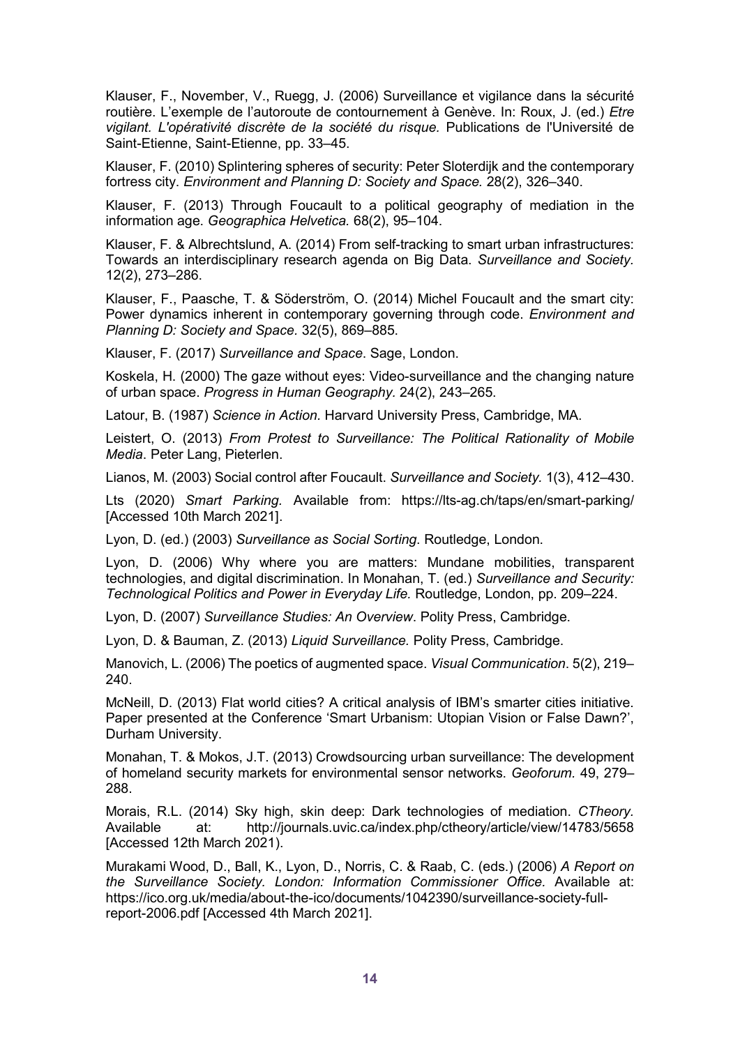Klauser, F., November, V., Ruegg, J. (2006) Surveillance et vigilance dans la sécurité routière. L'exemple de l'autoroute de contournement à Genève. In: Roux, J. (ed.) *Etre vigilant. L'opérativité discrète de la société du risque.* Publications de l'Université de Saint-Etienne, Saint-Etienne, pp. 33–45.

Klauser, F. (2010) Splintering spheres of security: Peter Sloterdijk and the contemporary fortress city. *Environment and Planning D: Society and Space.* 28(2), 326–340.

Klauser, F. (2013) Through Foucault to a political geography of mediation in the information age. *Geographica Helvetica.* 68(2), 95–104.

Klauser, F. & Albrechtslund, A. (2014) From self-tracking to smart urban infrastructures: Towards an interdisciplinary research agenda on Big Data. *Surveillance and Society.* 12(2), 273–286.

Klauser, F., Paasche, T. & Söderström, O. (2014) Michel Foucault and the smart city: Power dynamics inherent in contemporary governing through code. *Environment and Planning D: Society and Space.* 32(5), 869–885.

Klauser, F. (2017) *Surveillance and Space*. Sage, London.

Koskela, H. (2000) The gaze without eyes: Video-surveillance and the changing nature of urban space. *Progress in Human Geography.* 24(2), 243–265.

Latour, B. (1987) *Science in Action.* Harvard University Press, Cambridge, MA.

Leistert, O. (2013) *From Protest to Surveillance: The Political Rationality of Mobile Media*. Peter Lang, Pieterlen.

Lianos, M. (2003) Social control after Foucault. *Surveillance and Society.* 1(3), 412–430.

Lts (2020) *Smart Parking.* Available from: https://lts-ag.ch/taps/en/smart-parking/ [Accessed 10th March 2021].

Lyon, D. (ed.) (2003) *Surveillance as Social Sorting*. Routledge, London.

Lyon, D. (2006) Why where you are matters: Mundane mobilities, transparent technologies, and digital discrimination. In Monahan, T. (ed.) *Surveillance and Security: Technological Politics and Power in Everyday Life.* Routledge, London, pp. 209–224.

Lyon, D. (2007) *Surveillance Studies: An Overview*. Polity Press, Cambridge.

Lyon, D. & Bauman, Z. (2013) *Liquid Surveillance.* Polity Press, Cambridge.

Manovich, L. (2006) The poetics of augmented space. *Visual Communication*. 5(2), 219–240.

McNeill, D. (2013) Flat world cities? A critical analysis of IBM's smarter cities initiative. Paper presented at the Conference 'Smart Urbanism: Utopian Vision or False Dawn?', Durham University.

Monahan, T. & Mokos, J.T. (2013) Crowdsourcing urban surveillance: The development of homeland security markets for environmental sensor networks. *Geoforum.* 49, 279–288.

Morais, R.L. (2014) Sky high, skin deep: Dark technologies of mediation. *CTheory.* Available at: http://journals.uvic.ca/index.php/ctheory/article/view/14783/5658 [Accessed 12th March 2021).

Murakami Wood, D., Ball, K., Lyon, D., Norris, C. & Raab, C. (eds.) (2006) *A Report on the Surveillance Society. London: Information Commissioner Office.* Available at: https://ico.org.uk/media/about-the-ico/documents/1042390/surveillance-society-full-report-2006.pdf [Accessed 4th March 2021].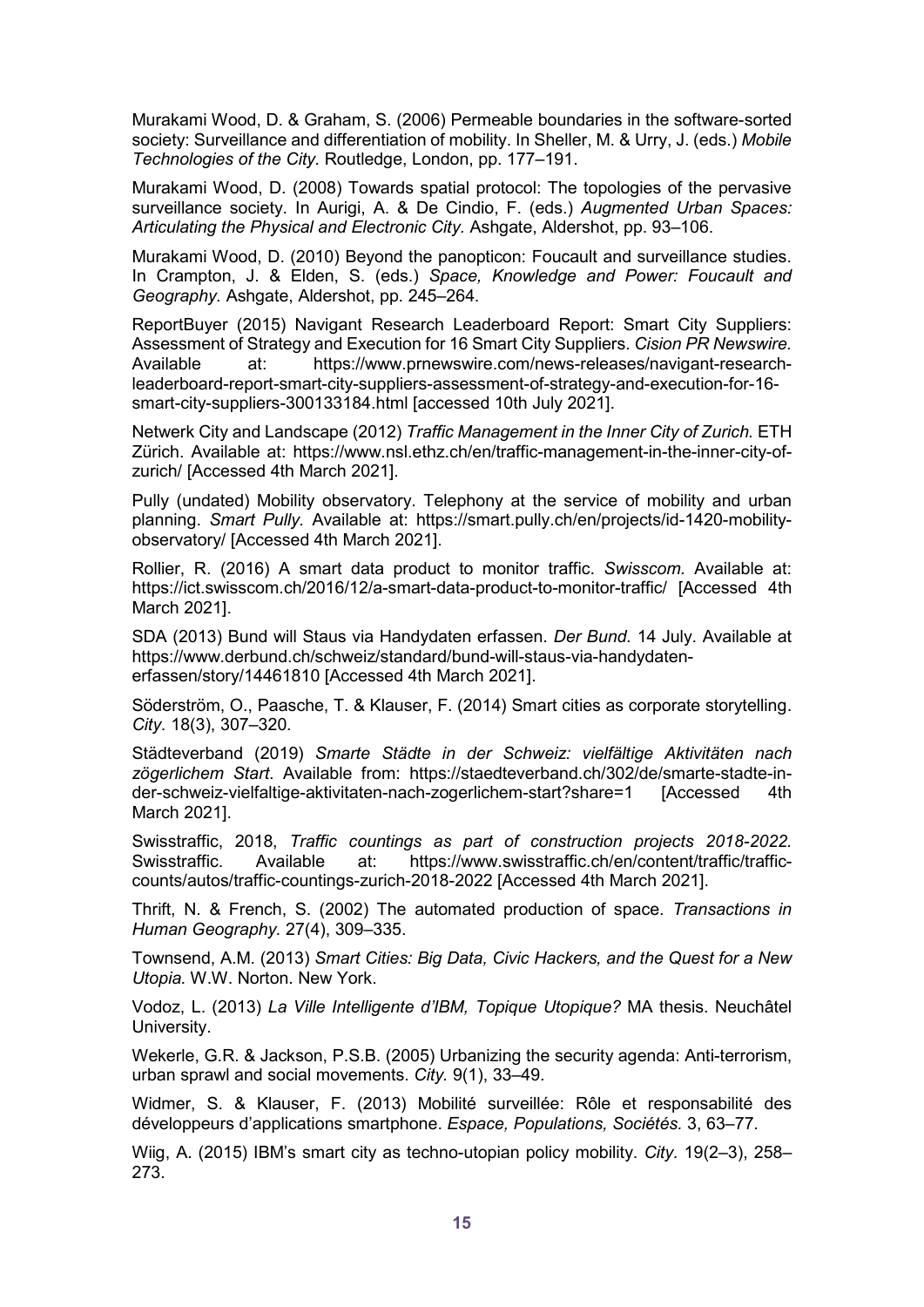Murakami Wood, D. & Graham, S. (2006) Permeable boundaries in the software-sorted society: Surveillance and differentiation of mobility. In Sheller, M. & Urry, J. (eds.) *Mobile Technologies of the City.* Routledge, London, pp. 177–191.

Murakami Wood, D. (2008) Towards spatial protocol: The topologies of the pervasive surveillance society. In Aurigi, A. & De Cindio, F. (eds.) *Augmented Urban Spaces: Articulating the Physical and Electronic City.* Ashgate, Aldershot, pp. 93–106.

Murakami Wood, D. (2010) Beyond the panopticon: Foucault and surveillance studies. In Crampton, J. & Elden, S. (eds.) *Space, Knowledge and Power: Foucault and Geography.* Ashgate, Aldershot, pp. 245–264.

ReportBuyer (2015) Navigant Research Leaderboard Report: Smart City Suppliers: Assessment of Strategy and Execution for 16 Smart City Suppliers. *Cision PR Newswire.* Available at: https://www.prnewswire.com/news-releases/navigant-research-leaderboard-report-smart-city-suppliers-assessment-of-strategy-and-execution-for-16-smart-city-suppliers-300133184.html [accessed 10th July 2021].

Netwerk City and Landscape (2012) *Traffic Management in the Inner City of Zurich.* ETH Zürich. Available at: https://www.nsl.ethz.ch/en/traffic-management-in-the-inner-city-of-zurich/ [Accessed 4th March 2021].

Pully (undated) Mobility observatory. Telephony at the service of mobility and urban planning. *Smart Pully.* Available at: https://smart.pully.ch/en/projects/id-1420-mobility-observatory/ [Accessed 4th March 2021].

Rollier, R. (2016) A smart data product to monitor traffic. *Swisscom.* Available at: https://ict.swisscom.ch/2016/12/a-smart-data-product-to-monitor-traffic/ [Accessed 4th March 2021].

SDA (2013) Bund will Staus via Handydaten erfassen. *Der Bund.* 14 July. Available at https://www.derbund.ch/schweiz/standard/bund-will-staus-via-handydaten-erfassen/story/14461810 [Accessed 4th March 2021].

Söderström, O., Paasche, T. & Klauser, F. (2014) Smart cities as corporate storytelling. *City.* 18(3), 307–320.

Städteverband (2019) *Smarte Städte in der Schweiz: vielfältige Aktivitäten nach zögerlichem Start.* Available from: https://staedteverband.ch/302/de/smarte-stadte-in-der-schweiz-vielfaltige-aktivitaten-nach-zogerlichem-start?share=1 [Accessed 4th March 2021].

Swisstraffic, 2018, *Traffic countings as part of construction projects 2018-2022.* Swisstraffic. Available at: https://www.swisstraffic.ch/en/content/traffic/traffic-counts/autos/traffic-countings-zurich-2018-2022 [Accessed 4th March 2021].

Thrift, N. & French, S. (2002) The automated production of space. *Transactions in Human Geography.* 27(4), 309–335.

Townsend, A.M. (2013) *Smart Cities: Big Data, Civic Hackers, and the Quest for a New Utopia.* W.W. Norton. New York.

Vodoz, L. (2013) *La Ville Intelligente d'IBM, Topique Utopique?* MA thesis. Neuchâtel University.

Wekerle, G.R. & Jackson, P.S.B. (2005) Urbanizing the security agenda: Anti-terrorism, urban sprawl and social movements. *City.* 9(1), 33–49.

Widmer, S. & Klauser, F. (2013) Mobilité surveillée: Rôle et responsabilité des développeurs d'applications smartphone. *Espace, Populations, Sociétés.* 3, 63–77.

Wiig, A. (2015) IBM's smart city as techno-utopian policy mobility. *City.* 19(2–3), 258–273.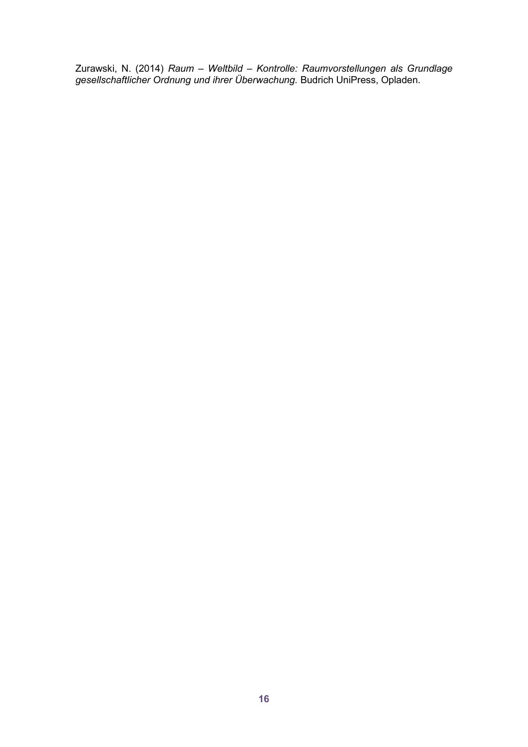Zurawski, N. (2014) *Raum – Weltbild – Kontrolle: Raumvorstellungen als Grundlage gesellschaftlicher Ordnung und ihrer Überwachung.* Budrich UniPress, Opladen.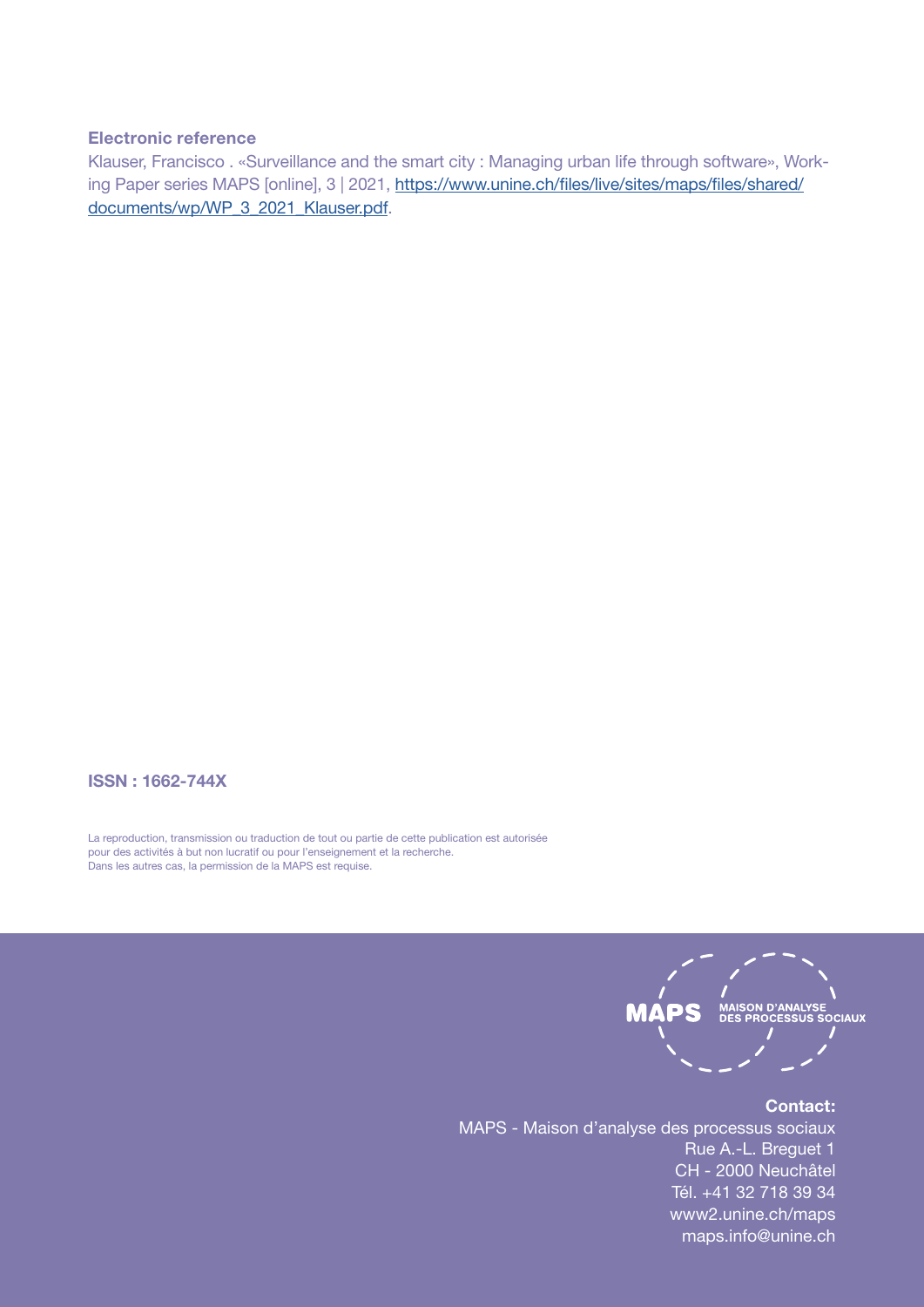**Electronic reference**

Klauser, Francisco . «Surveillance and the smart city : Managing urban life through software», Working Paper series MAPS [online], 3 | 2021, https://www.unine.ch/files/live/sites/maps/files/shared/documents/wp/WP_3_2021_Klauser.pdf.

**ISSN : 1662-744X**

La reproduction, transmission ou traduction de tout ou partie de cette publication est autorisée pour des activités à but non lucratif ou pour l'enseignement et la recherche.
Dans les autres cas, la permission de la MAPS est requise.

MAPS MAISON D'ANALYSE DES PROCESSUS SOCIAUX

**Contact:**
MAPS - Maison d'analyse des processus sociaux
Rue A.-L. Breguet 1
CH - 2000 Neuchâtel
Tél. +41 32 718 39 34
www2.unine.ch/maps
maps.info@unine.ch